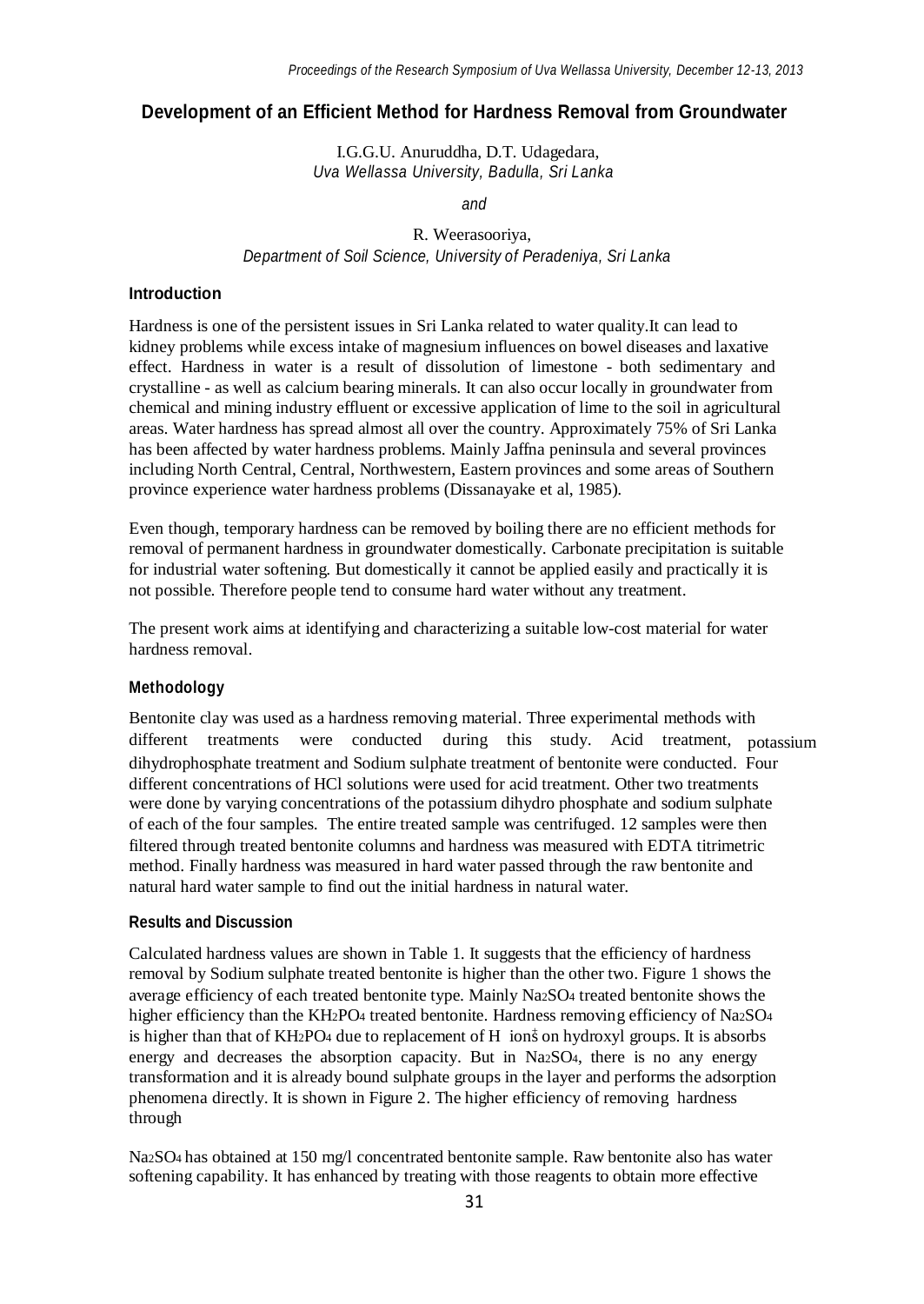## Development of an Efficient Method for Hardness Removal from Groundwater

I.G.G.U. Anuruddha, D.T. Udagedara,
*Uva Wellassa University, Badulla, Sri Lanka*

*and*

R. Weerasooriya,
*Department of Soil Science, University of Peradeniya, Sri Lanka*

### Introduction

Hardness is one of the persistent issues in Sri Lanka related to water quality.It can lead to kidney problems while excess intake of magnesium influences on bowel diseases and laxative effect. Hardness in water is a result of dissolution of limestone - both sedimentary and crystalline - as well as calcium bearing minerals. It can also occur locally in groundwater from chemical and mining industry effluent or excessive application of lime to the soil in agricultural areas. Water hardness has spread almost all over the country. Approximately 75% of Sri Lanka has been affected by water hardness problems. Mainly Jaffna peninsula and several provinces including North Central, Central, Northwestern, Eastern provinces and some areas of Southern province experience water hardness problems (Dissanayake et al, 1985).

Even though, temporary hardness can be removed by boiling there are no efficient methods for removal of permanent hardness in groundwater domestically. Carbonate precipitation is suitable for industrial water softening. But domestically it cannot be applied easily and practically it is not possible. Therefore people tend to consume hard water without any treatment.

The present work aims at identifying and characterizing a suitable low-cost material for water hardness removal.

### Methodology

Bentonite clay was used as a hardness removing material. Three experimental methods with different treatments were conducted during this study. Acid treatment, potassium dihydrophosphate treatment and Sodium sulphate treatment of bentonite were conducted. Four different concentrations of HCl solutions were used for acid treatment. Other two treatments were done by varying concentrations of the potassium dihydro phosphate and sodium sulphate of each of the four samples. The entire treated sample was centrifuged. 12 samples were then filtered through treated bentonite columns and hardness was measured with EDTA titrimetric method. Finally hardness was measured in hard water passed through the raw bentonite and natural hard water sample to find out the initial hardness in natural water.

### Results and Discussion

Calculated hardness values are shown in Table 1. It suggests that the efficiency of hardness removal by Sodium sulphate treated bentonite is higher than the other two. Figure 1 shows the average efficiency of each treated bentonite type. Mainly $Na_2SO_4$ treated bentonite shows the higher efficiency than the $KH_2PO_4$ treated bentonite. Hardness removing efficiency of $Na_2SO_4$ is higher than that of $KH_2PO_4$ due to replacement of $H^+$ ions on hydroxyl groups. It is absorbs energy and decreases the absorption capacity. But in $Na_2SO_4$, there is no any energy transformation and it is already bound sulphate groups in the layer and performs the adsorption phenomena directly. It is shown in Figure 2. The higher efficiency of removing hardness through

$Na_2SO_4$ has obtained at 150 mg/l concentrated bentonite sample. Raw bentonite also has water softening capability. It has enhanced by treating with those reagents to obtain more effective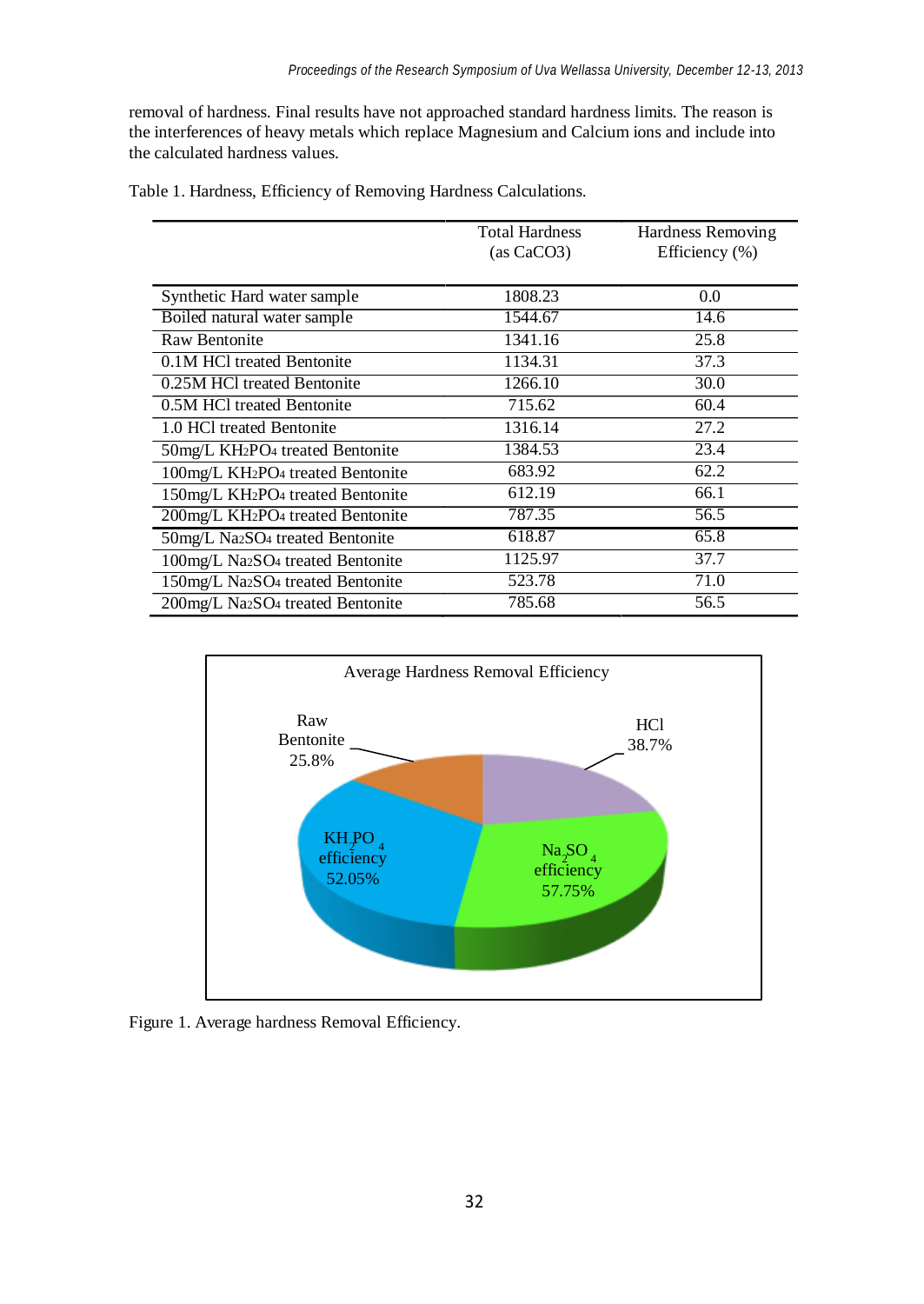removal of hardness. Final results have not approached standard hardness limits. The reason is the interferences of heavy metals which replace Magnesium and Calcium ions and include into the calculated hardness values.

Table 1. Hardness, Efficiency of Removing Hardness Calculations.

| | Total Hardness (as $CaCO_3$) | Hardness Removing Efficiency (%) |
|---|---|---|
| Synthetic Hard water sample | 1808.23 | 0.0 |
| Boiled natural water sample | 1544.67 | 14.6 |
| Raw Bentonite | 1341.16 | 25.8 |
| 0.1M HCl treated Bentonite | 1134.31 | 37.3 |
| 0.25M HCl treated Bentonite | 1266.10 | 30.0 |
| 0.5M HCl treated Bentonite | 715.62 | 60.4 |
| 1.0 HCl treated Bentonite | 1316.14 | 27.2 |
| 50mg/L $KH_2PO_4$ treated Bentonite | 1384.53 | 23.4 |
| 100mg/L $KH_2PO_4$ treated Bentonite | 683.92 | 62.2 |
| 150mg/L $KH_2PO_4$ treated Bentonite | 612.19 | 66.1 |
| 200mg/L $KH_2PO_4$ treated Bentonite | 787.35 | 56.5 |
| 50mg/L $Na_2SO_4$ treated Bentonite | 618.87 | 65.8 |
| 100mg/L $Na_2SO_4$ treated Bentonite | 1125.97 | 37.7 |
| 150mg/L $Na_2SO_4$ treated Bentonite | 523.78 | 71.0 |
| 200mg/L $Na_2SO_4$ treated Bentonite | 785.68 | 56.5 |

Figure 1. Average hardness Removal Efficiency.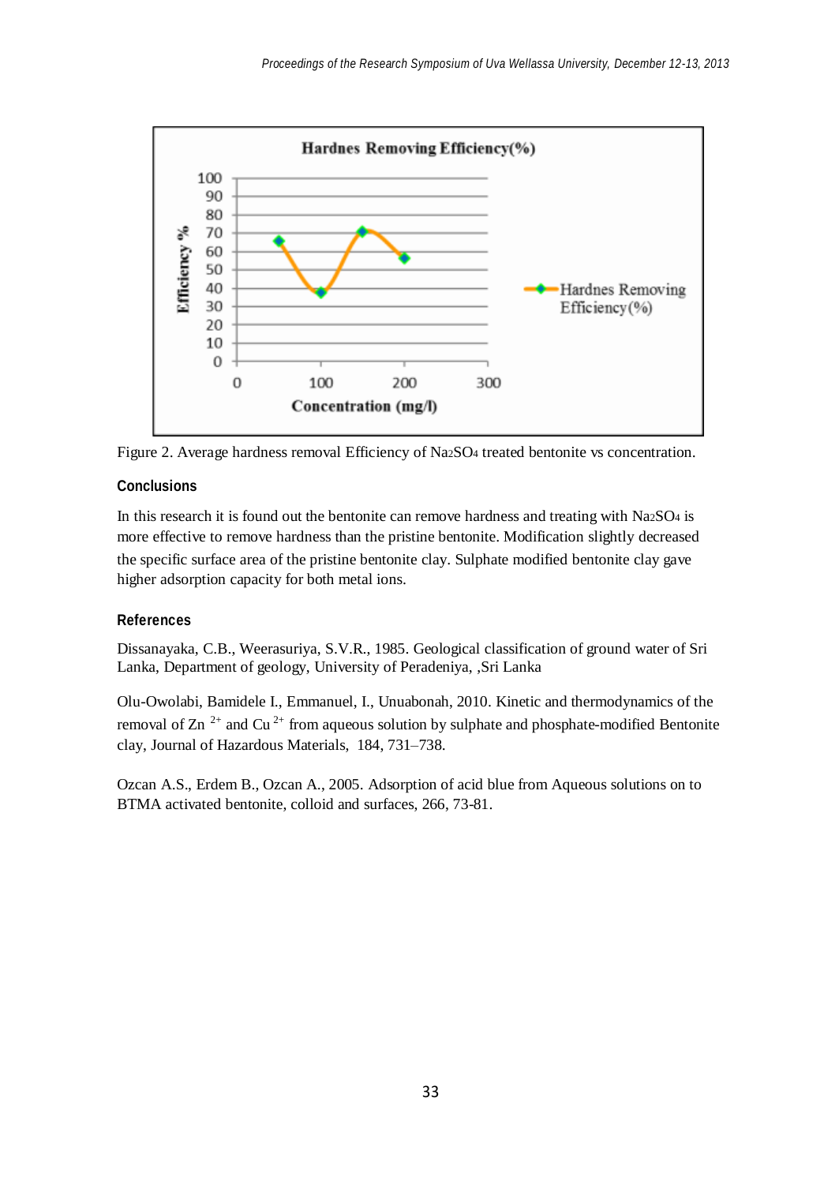Hardnes Removing Efficiency(%)

Efficiency %

100
90
80
70
60
50
40
30
20
10
0

0
100
200
300

Concentration (mg/l)

Hardnes Removing Efficiency(%)

Figure 2. Average hardness removal Efficiency of $Na_2SO_4$ treated bentonite vs concentration.

## Conclusions

In this research it is found out the bentonite can remove hardness and treating with $Na_2SO_4$ is more effective to remove hardness than the pristine bentonite. Modification slightly decreased the specific surface area of the pristine bentonite clay. Sulphate modified bentonite clay gave higher adsorption capacity for both metal ions.

## References

Dissanayaka, C.B., Weerasuriya, S.V.R., 1985. Geological classification of ground water of Sri Lanka, Department of geology, University of Peradeniya, ,Sri Lanka

Olu-Owolabi, Bamidele I., Emmanuel, I., Unuabonah, 2010. Kinetic and thermodynamics of the removal of $Zn^{2+}$ and $Cu^{2+}$ from aqueous solution by sulphate and phosphate-modified Bentonite clay, Journal of Hazardous Materials, 184, 731–738.

Ozcan A.S., Erdem B., Ozcan A., 2005. Adsorption of acid blue from Aqueous solutions on to BTMA activated bentonite, colloid and surfaces, 266, 73-81.